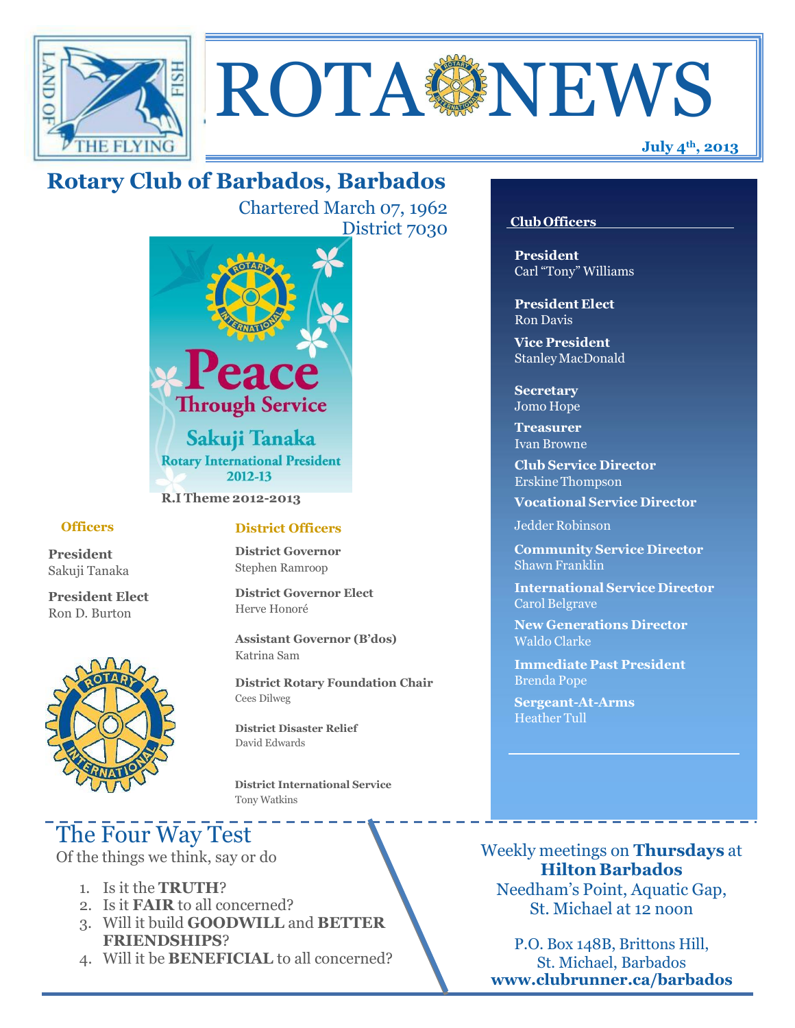# ROTA NEWS

**July 4th, 2013**

## Rotary Club of Barbados, Barbados

Chartered March 07, 1962
District 7030

Peace Through Service
Sakuji Tanaka
Rotary International President
2012-13

**R.I Theme 2012-2013**

### Officers

**President**
Sakuji Tanaka

**President Elect**
Ron D. Burton

### District Officers

**District Governor**
Stephen Ramroop

**District Governor Elect**
Herve Honoré

**Assistant Governor (B'dos)**
Katrina Sam

**District Rotary Foundation Chair**
Cees Dilweg

**District Disaster Relief**
David Edwards

**District International Service**
Tony Watkins

### Club Officers

**President**
Carl "Tony" Williams

**President Elect**
Ron Davis

**Vice President**
Stanley MacDonald

**Secretary**
Jomo Hope

**Treasurer**
Ivan Browne

**Club Service Director**
Erskine Thompson

**Vocational Service Director**
Jedder Robinson

**Community Service Director**
Shawn Franklin

**International Service Director**
Carol Belgrave

**New Generations Director**
Waldo Clarke

**Immediate Past President**
Brenda Pope

**Sergeant-At-Arms**
Heather Tull

## The Four Way Test

Of the things we think, say or do

1. Is it the **TRUTH**?
2. Is it **FAIR** to all concerned?
3. Will it build **GOODWILL** and **BETTER FRIENDSHIPS**?
4. Will it be **BENEFICIAL** to all concerned?

Weekly meetings on **Thursdays** at **Hilton Barbados**
Needham's Point, Aquatic Gap,
St. Michael at 12 noon

P.O. Box 148B, Brittons Hill,
St. Michael, Barbados
**www.clubrunner.ca/barbados**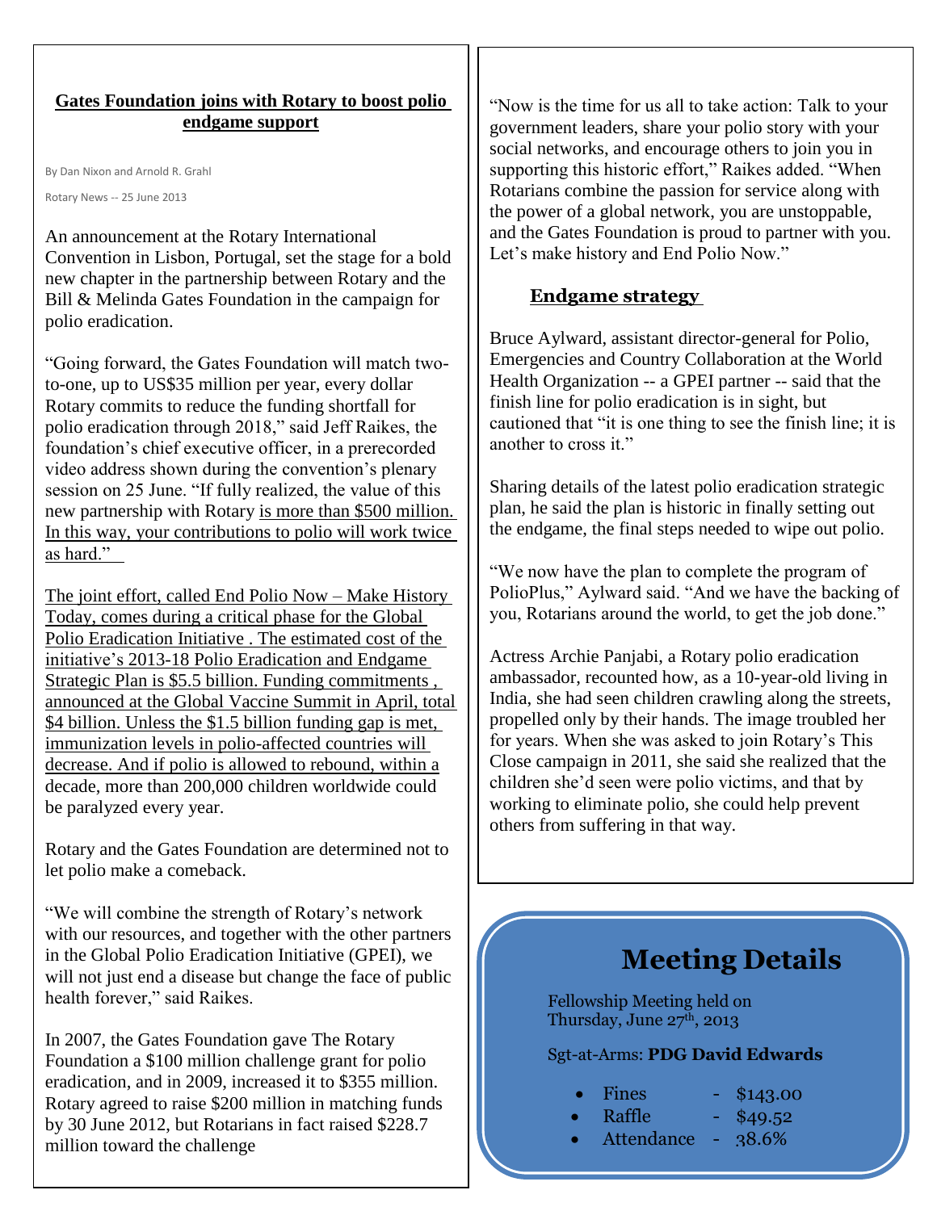## Gates Foundation joins with Rotary to boost polio endgame support

By Dan Nixon and Arnold R. Grahl

Rotary News -- 25 June 2013

An announcement at the Rotary International Convention in Lisbon, Portugal, set the stage for a bold new chapter in the partnership between Rotary and the Bill & Melinda Gates Foundation in the campaign for polio eradication.

“Going forward, the Gates Foundation will match two-to-one, up to US$35 million per year, every dollar Rotary commits to reduce the funding shortfall for polio eradication through 2018,” said Jeff Raikes, the foundation’s chief executive officer, in a prerecorded video address shown during the convention’s plenary session on 25 June. “If fully realized, the value of this new partnership with Rotary is more than $500 million. In this way, your contributions to polio will work twice as hard.”

The joint effort, called End Polio Now – Make History Today, comes during a critical phase for the Global Polio Eradication Initiative . The estimated cost of the initiative’s 2013-18 Polio Eradication and Endgame Strategic Plan is $5.5 billion. Funding commitments , announced at the Global Vaccine Summit in April, total $4 billion. Unless the $1.5 billion funding gap is met, immunization levels in polio-affected countries will decrease. And if polio is allowed to rebound, within a decade, more than 200,000 children worldwide could be paralyzed every year.

Rotary and the Gates Foundation are determined not to let polio make a comeback.

“We will combine the strength of Rotary’s network with our resources, and together with the other partners in the Global Polio Eradication Initiative (GPEI), we will not just end a disease but change the face of public health forever,” said Raikes.

In 2007, the Gates Foundation gave The Rotary Foundation a $100 million challenge grant for polio eradication, and in 2009, increased it to $355 million. Rotary agreed to raise $200 million in matching funds by 30 June 2012, but Rotarians in fact raised $228.7 million toward the challenge

“Now is the time for us all to take action: Talk to your government leaders, share your polio story with your social networks, and encourage others to join you in supporting this historic effort,” Raikes added. “When Rotarians combine the passion for service along with the power of a global network, you are unstoppable, and the Gates Foundation is proud to partner with you. Let’s make history and End Polio Now.”

### Endgame strategy

Bruce Aylward, assistant director-general for Polio, Emergencies and Country Collaboration at the World Health Organization -- a GPEI partner -- said that the finish line for polio eradication is in sight, but cautioned that “it is one thing to see the finish line; it is another to cross it.”

Sharing details of the latest polio eradication strategic plan, he said the plan is historic in finally setting out the endgame, the final steps needed to wipe out polio.

“We now have the plan to complete the program of PolioPlus,” Aylward said. “And we have the backing of you, Rotarians around the world, to get the job done.”

Actress Archie Panjabi, a Rotary polio eradication ambassador, recounted how, as a 10-year-old living in India, she had seen children crawling along the streets, propelled only by their hands. The image troubled her for years. When she was asked to join Rotary’s This Close campaign in 2011, she said she realized that the children she’d seen were polio victims, and that by working to eliminate polio, she could help prevent others from suffering in that way.

## Meeting Details

Fellowship Meeting held on Thursday, June 27th, 2013

Sgt-at-Arms: **PDG David Edwards**

- Fines - $143.00
- Raffle - $49.52
- Attendance - 38.6%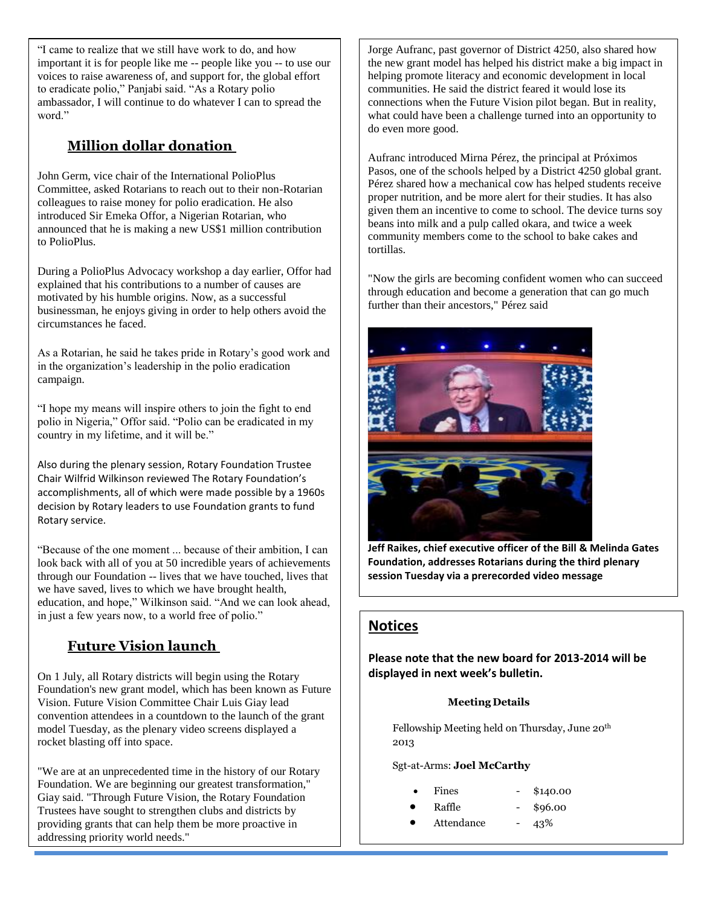"I came to realize that we still have work to do, and how important it is for people like me -- people like you -- to use our voices to raise awareness of, and support for, the global effort to eradicate polio," Panjabi said. "As a Rotary polio ambassador, I will continue to do whatever I can to spread the word."

## Million dollar donation

John Germ, vice chair of the International PolioPlus Committee, asked Rotarians to reach out to their non-Rotarian colleagues to raise money for polio eradication. He also introduced Sir Emeka Offor, a Nigerian Rotarian, who announced that he is making a new US$1 million contribution to PolioPlus.

During a PolioPlus Advocacy workshop a day earlier, Offor had explained that his contributions to a number of causes are motivated by his humble origins. Now, as a successful businessman, he enjoys giving in order to help others avoid the circumstances he faced.

As a Rotarian, he said he takes pride in Rotary's good work and in the organization's leadership in the polio eradication campaign.

"I hope my means will inspire others to join the fight to end polio in Nigeria," Offor said. "Polio can be eradicated in my country in my lifetime, and it will be."

Also during the plenary session, Rotary Foundation Trustee Chair Wilfrid Wilkinson reviewed The Rotary Foundation's accomplishments, all of which were made possible by a 1960s decision by Rotary leaders to use Foundation grants to fund Rotary service.

"Because of the one moment ... because of their ambition, I can look back with all of you at 50 incredible years of achievements through our Foundation -- lives that we have touched, lives that we have saved, lives to which we have brought health, education, and hope," Wilkinson said. "And we can look ahead, in just a few years now, to a world free of polio."

## Future Vision launch

On 1 July, all Rotary districts will begin using the Rotary Foundation's new grant model, which has been known as Future Vision. Future Vision Committee Chair Luis Giay lead convention attendees in a countdown to the launch of the grant model Tuesday, as the plenary video screens displayed a rocket blasting off into space.

"We are at an unprecedented time in the history of our Rotary Foundation. We are beginning our greatest transformation," Giay said. "Through Future Vision, the Rotary Foundation Trustees have sought to strengthen clubs and districts by providing grants that can help them be more proactive in addressing priority world needs."

Jorge Aufranc, past governor of District 4250, also shared how the new grant model has helped his district make a big impact in helping promote literacy and economic development in local communities. He said the district feared it would lose its connections when the Future Vision pilot began. But in reality, what could have been a challenge turned into an opportunity to do even more good.

Aufranc introduced Mirna Pérez, the principal at Próximos Pasos, one of the schools helped by a District 4250 global grant. Pérez shared how a mechanical cow has helped students receive proper nutrition, and be more alert for their studies. It has also given them an incentive to come to school. The device turns soy beans into milk and a pulp called okara, and twice a week community members come to the school to bake cakes and tortillas.

"Now the girls are becoming confident women who can succeed through education and become a generation that can go much further than their ancestors," Pérez said

**Jeff Raikes, chief executive officer of the Bill & Melinda Gates Foundation, addresses Rotarians during the third plenary session Tuesday via a prerecorded video message**

## Notices

**Please note that the new board for 2013-2014 will be displayed in next week's bulletin.**

**Meeting Details**

Fellowship Meeting held on Thursday, June 20th 2013

Sgt-at-Arms: **Joel McCarthy**

- Fines - $140.00
- Raffle - $96.00
- Attendance - 43%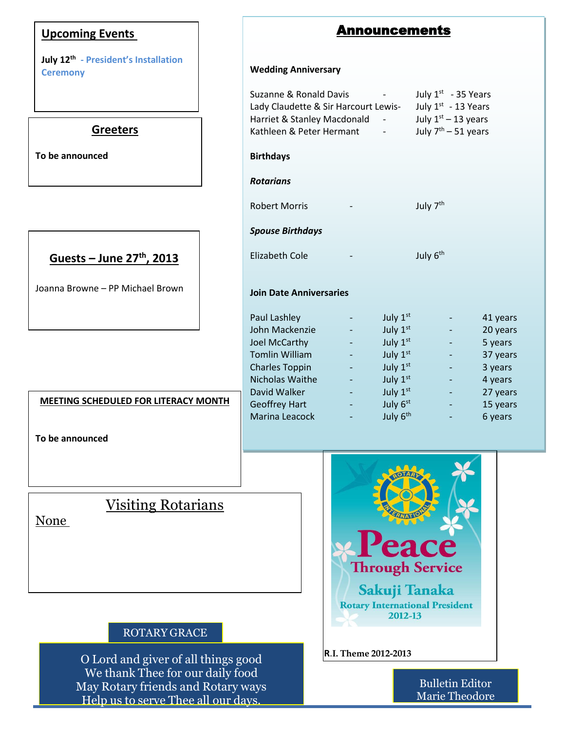## Upcoming Events

**July 12th - President's Installation Ceremony**

## Greeters

**To be announced**

## Guests – June 27th, 2013

Joanna Browne – PP Michael Brown

## MEETING SCHEDULED FOR LITERACY MONTH

**To be announced**

## Visiting Rotarians

None

## ROTARY GRACE

O Lord and giver of all things good
We thank Thee for our daily food
May Rotary friends and Rotary ways
Help us to serve Thee all our days.

# Announcements

**Wedding Anniversary**

| | | |
|---|---|---|
| Suzanne & Ronald Davis | - | July 1st - 35 Years |
| Lady Claudette & Sir Harcourt Lewis | - | July 1st - 13 Years |
| Harriet & Stanley Macdonald | - | July 1st – 13 years |
| Kathleen & Peter Hermant | - | July 7th – 51 years |

**Birthdays**

***Rotarians***

Robert Morris - July 7th

***Spouse Birthdays***

Elizabeth Cole - July 6th

**Join Date Anniversaries**

| | | | | |
|---|---|---|---|---|
| Paul Lashley | - | July 1st | - | 41 years |
| John Mackenzie | - | July 1st | - | 20 years |
| Joel McCarthy | - | July 1st | - | 5 years |
| Tomlin William | - | July 1st | - | 37 years |
| Charles Toppin | - | July 1st | - | 3 years |
| Nicholas Waithe | - | July 1st | - | 4 years |
| David Walker | - | July 1st | - | 27 years |
| Geoffrey Hart | - | July 6st | - | 15 years |
| Marina Leacock | - | July 6th | - | 6 years |

ROTARY INTERNATIONAL

Peace Through Service

Sakuji Tanaka

Rotary International President 2012-13

**R.I. Theme 2012-2013**

Bulletin Editor
Marie Theodore